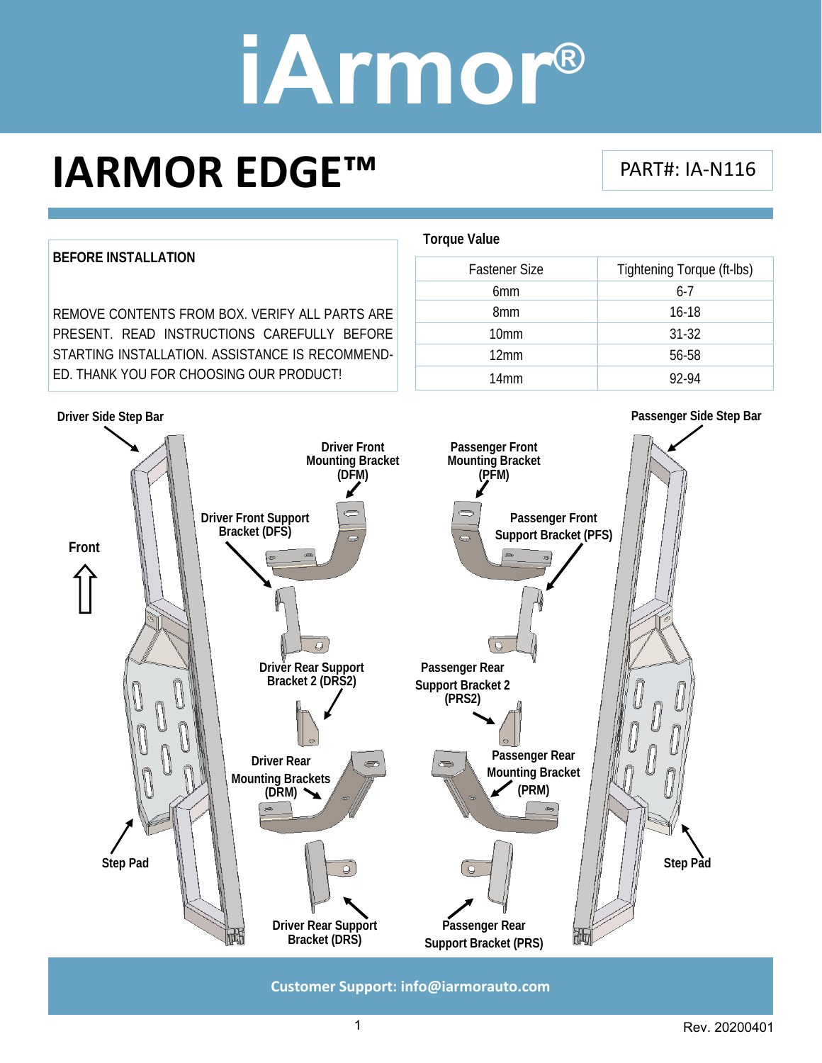# iArmor®

# IARMOR EDGE™

PART#: IA-N116

**BEFORE INSTALLATION**

REMOVE CONTENTS FROM BOX. VERIFY ALL PARTS ARE PRESENT. READ INSTRUCTIONS CAREFULLY BEFORE STARTING INSTALLATION. ASSISTANCE IS RECOMMENDED. THANK YOU FOR CHOOSING OUR PRODUCT!

**Torque Value**

| Fastener Size | Tightening Torque (ft-lbs) |
| --- | --- |
| 6mm | 6-7 |
| 8mm | 16-18 |
| 10mm | 31-32 |
| 12mm | 56-58 |
| 14mm | 92-94 |

**Driver Side Step Bar**

**Passenger Side Step Bar**

**Front**

**Driver Front Mounting Bracket (DFM)**

**Passenger Front Mounting Bracket (PFM)**

**Driver Front Support Bracket (DFS)**

**Passenger Front Support Bracket (PFS)**

**Driver Rear Support Bracket 2 (DRS2)**

**Passenger Rear Support Bracket 2 (PRS2)**

**Driver Rear Mounting Brackets (DRM)**

**Passenger Rear Mounting Bracket (PRM)**

**Step Pad**

**Step Pad**

**Driver Rear Support Bracket (DRS)**

**Passenger Rear Support Bracket (PRS)**

**Customer Support: info@iarmorauto.com**

Rev. 20200401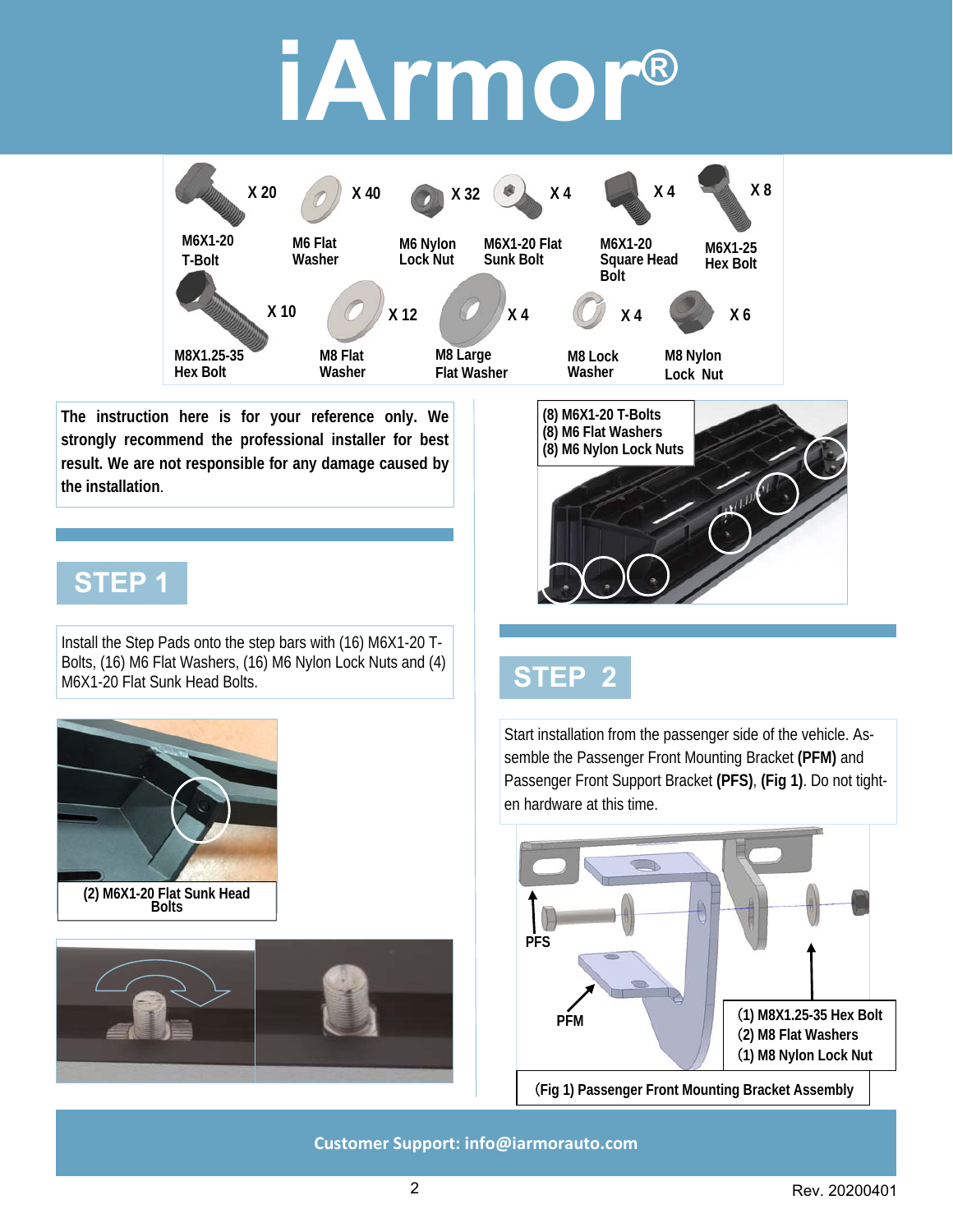# iArmor®

| Part | Quantity |
|---|---|
| M6X1-20 T-Bolt | X 20 |
| M6 Flat Washer | X 40 |
| M6 Nylon Lock Nut | X 32 |
| M6X1-20 Flat Sunk Bolt | X 4 |
| M6X1-20 Square Head Bolt | X 4 |
| M6X1-25 Hex Bolt | X 8 |
| M8X1.25-35 Hex Bolt | X 10 |
| M8 Flat Washer | X 12 |
| M8 Large Flat Washer | X 4 |
| M8 Lock Washer | X 4 |
| M8 Nylon Lock Nut | X 6 |

**The instruction here is for your reference only. We strongly recommend the professional installer for best result. We are not responsible for any damage caused by the installation.**

## STEP 1

Install the Step Pads onto the step bars with (16) M6X1-20 T-Bolts, (16) M6 Flat Washers, (16) M6 Nylon Lock Nuts and (4) M6X1-20 Flat Sunk Head Bolts.

(2) M6X1-20 Flat Sunk Head Bolts

(8) M6X1-20 T-Bolts
(8) M6 Flat Washers
(8) M6 Nylon Lock Nuts

## STEP 2

Start installation from the passenger side of the vehicle. Assemble the Passenger Front Mounting Bracket **(PFM)** and Passenger Front Support Bracket **(PFS)**, **(Fig 1)**. Do not tighten hardware at this time.

PFS

PFM

(1) M8X1.25-35 Hex Bolt
(2) M8 Flat Washers
(1) M8 Nylon Lock Nut

(Fig 1) Passenger Front Mounting Bracket Assembly

Customer Support: info@iarmorauto.com

Rev. 20200401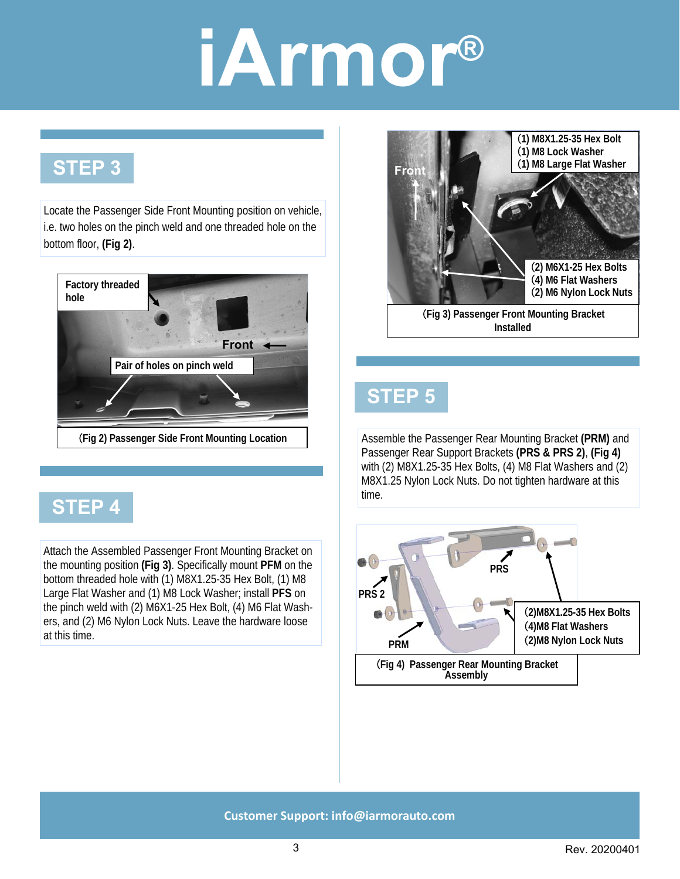## STEP 3

Locate the Passenger Side Front Mounting position on vehicle, i.e. two holes on the pinch weld and one threaded hole on the bottom floor, **(Fig 2)**.

Factory threaded hole

Front

Pair of holes on pinch weld

(Fig 2) Passenger Side Front Mounting Location

## STEP 4

Attach the Assembled Passenger Front Mounting Bracket on the mounting position **(Fig 3)**. Specifically mount **PFM** on the bottom threaded hole with (1) M8X1.25-35 Hex Bolt, (1) M8 Large Flat Washer and (1) M8 Lock Washer; install **PFS** on the pinch weld with (2) M6X1-25 Hex Bolt, (4) M6 Flat Washers, and (2) M6 Nylon Lock Nuts. Leave the hardware loose at this time.

(1) M8X1.25-35 Hex Bolt
(1) M8 Lock Washer
(1) M8 Large Flat Washer

Front

(2) M6X1-25 Hex Bolts
(4) M6 Flat Washers
(2) M6 Nylon Lock Nuts

(Fig 3) Passenger Front Mounting Bracket Installed

## STEP 5

Assemble the Passenger Rear Mounting Bracket **(PRM)** and Passenger Rear Support Brackets **(PRS & PRS 2)**, **(Fig 4)** with (2) M8X1.25-35 Hex Bolts, (4) M8 Flat Washers and (2) M8X1.25 Nylon Lock Nuts. Do not tighten hardware at this time.

PRS

PRS 2

PRM

(2)M8X1.25-35 Hex Bolts
(4)M8 Flat Washers
(2)M8 Nylon Lock Nuts

(Fig 4) Passenger Rear Mounting Bracket Assembly

Customer Support: info@iarmorauto.com

Rev. 20200401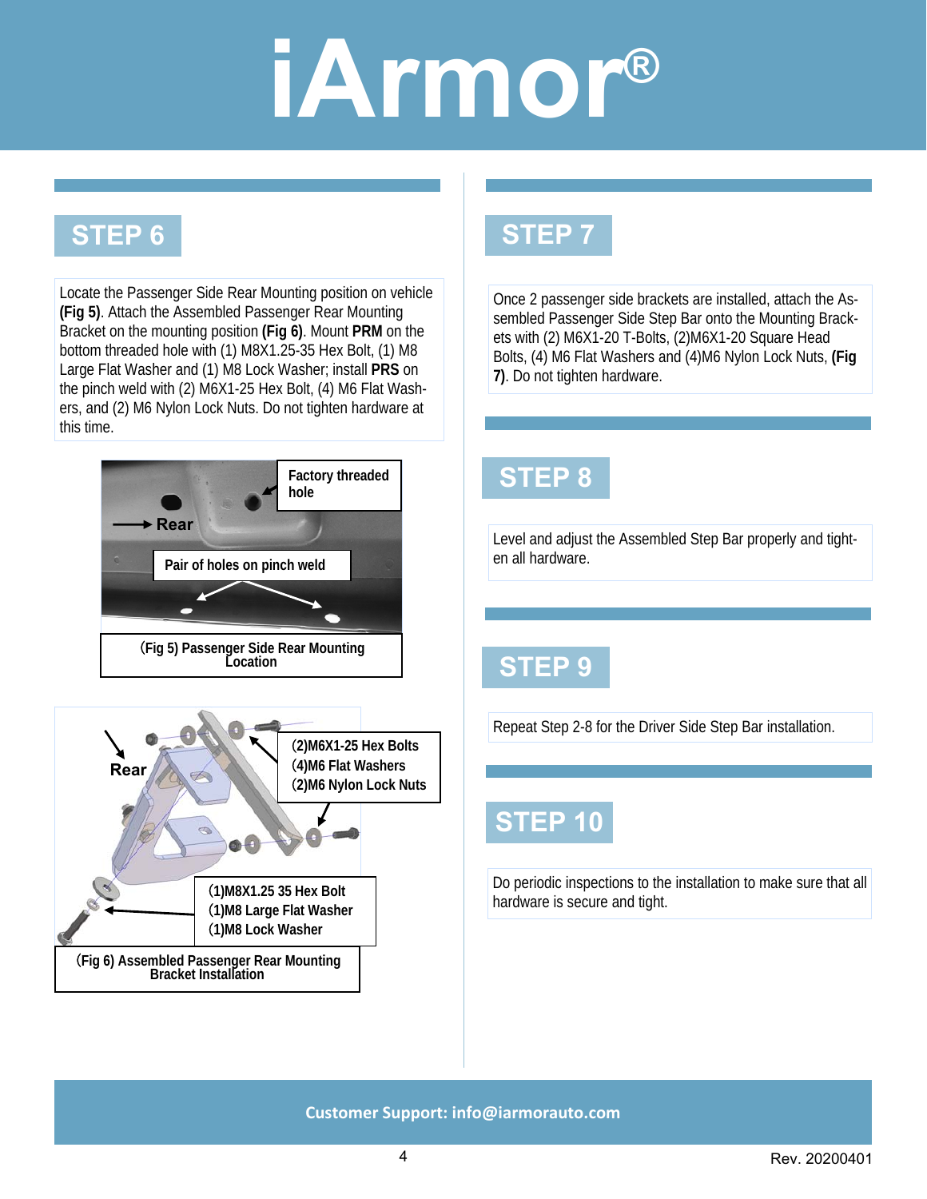# iArmor®

## STEP 6

Locate the Passenger Side Rear Mounting position on vehicle **(Fig 5)**. Attach the Assembled Passenger Rear Mounting Bracket on the mounting position **(Fig 6)**. Mount **PRM** on the bottom threaded hole with (1) M8X1.25-35 Hex Bolt, (1) M8 Large Flat Washer and (1) M8 Lock Washer; install **PRS** on the pinch weld with (2) M6X1-25 Hex Bolt, (4) M6 Flat Washers, and (2) M6 Nylon Lock Nuts. Do not tighten hardware at this time.

Factory threaded hole

Rear

Pair of holes on pinch weld

(Fig 5) Passenger Side Rear Mounting Location

Rear

(2)M6X1-25 Hex Bolts
(4)M6 Flat Washers
(2)M6 Nylon Lock Nuts

(1)M8X1.25 35 Hex Bolt
(1)M8 Large Flat Washer
(1)M8 Lock Washer

(Fig 6) Assembled Passenger Rear Mounting Bracket Installation

## STEP 7

Once 2 passenger side brackets are installed, attach the Assembled Passenger Side Step Bar onto the Mounting Brackets with (2) M6X1-20 T-Bolts, (2)M6X1-20 Square Head Bolts, (4) M6 Flat Washers and (4)M6 Nylon Lock Nuts, **(Fig 7)**. Do not tighten hardware.

## STEP 8

Level and adjust the Assembled Step Bar properly and tighten all hardware.

## STEP 9

Repeat Step 2-8 for the Driver Side Step Bar installation.

## STEP 10

Do periodic inspections to the installation to make sure that all hardware is secure and tight.

**Customer Support: info@iarmorauto.com**

Rev. 20200401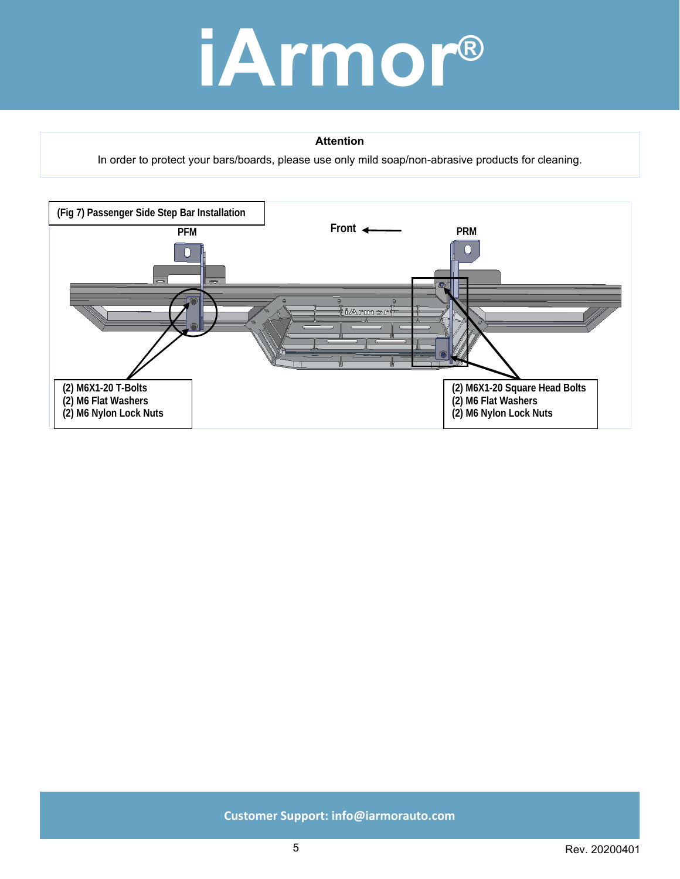# iArmor®

**Attention**

In order to protect your bars/boards, please use only mild soap/non-abrasive products for cleaning.

**(Fig 7) Passenger Side Step Bar Installation**

PFM

Front ←

PRM

**(2) M6X1-20 T-Bolts**
**(2) M6 Flat Washers**
**(2) M6 Nylon Lock Nuts**

**(2) M6X1-20 Square Head Bolts**
**(2) M6 Flat Washers**
**(2) M6 Nylon Lock Nuts**

**Customer Support: info@iarmorauto.com**

Rev. 20200401